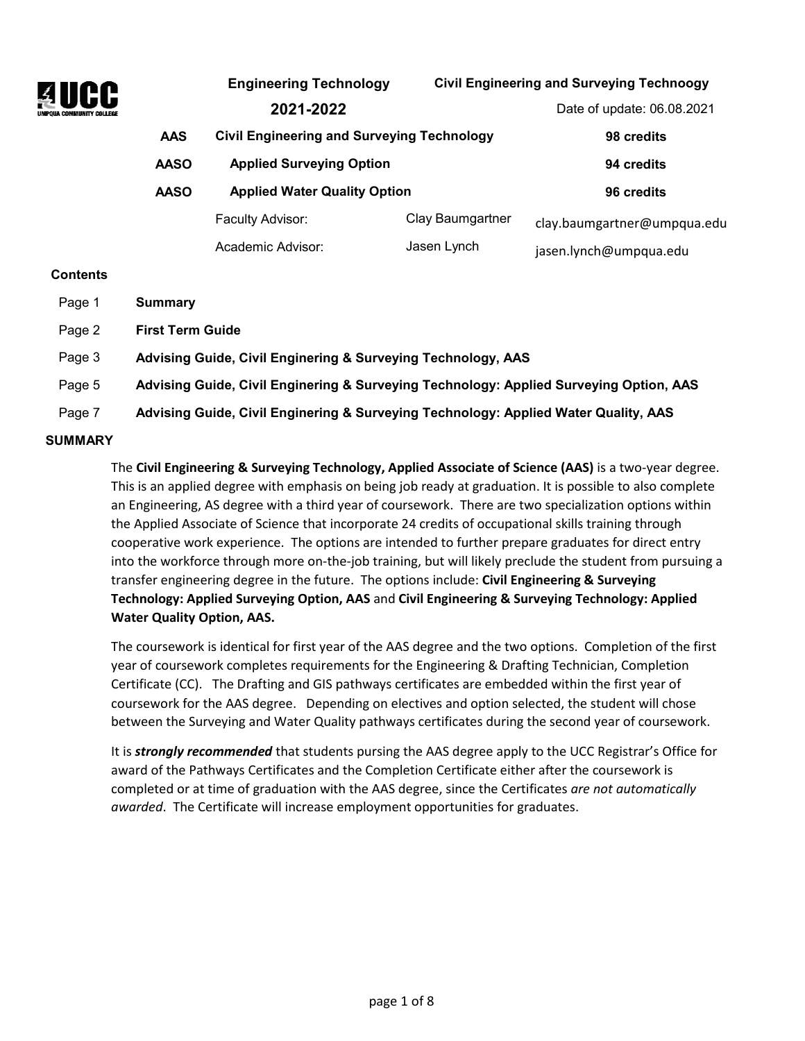**UCC**
UMPQUA COMMUNITY COLLEGE

**Engineering Technology** | **Civil Engineering and Surveying Technoogy**

**2021-2022** | Date of update: 06.08.2021

| | | |
|---|---|---|
| **AAS** | **Civil Engineering and Surveying Technology** | **98 credits** |
| **AASO** | **Applied Surveying Option** | **94 credits** |
| **AASO** | **Applied Water Quality Option** | **96 credits** |

| | | |
|---|---|---|
| Faculty Advisor: | Clay Baumgartner | clay.baumgartner@umpqua.edu |
| Academic Advisor: | Jasen Lynch | jasen.lynch@umpqua.edu |

**Contents**

| | |
|---|---|
| Page 1 | **Summary** |
| Page 2 | **First Term Guide** |
| Page 3 | **Advising Guide, Civil Enginering & Surveying Technology, AAS** |
| Page 5 | **Advising Guide, Civil Enginering & Surveying Technology: Applied Surveying Option, AAS** |
| Page 7 | **Advising Guide, Civil Enginering & Surveying Technology: Applied Water Quality, AAS** |

## SUMMARY

The **Civil Engineering & Surveying Technology, Applied Associate of Science (AAS)** is a two-year degree. This is an applied degree with emphasis on being job ready at graduation. It is possible to also complete an Engineering, AS degree with a third year of coursework. There are two specialization options within the Applied Associate of Science that incorporate 24 credits of occupational skills training through cooperative work experience. The options are intended to further prepare graduates for direct entry into the workforce through more on-the-job training, but will likely preclude the student from pursuing a transfer engineering degree in the future. The options include: **Civil Engineering & Surveying Technology: Applied Surveying Option, AAS** and **Civil Engineering & Surveying Technology: Applied Water Quality Option, AAS.**

The coursework is identical for first year of the AAS degree and the two options. Completion of the first year of coursework completes requirements for the Engineering & Drafting Technician, Completion Certificate (CC). The Drafting and GIS pathways certificates are embedded within the first year of coursework for the AAS degree. Depending on electives and option selected, the student will chose between the Surveying and Water Quality pathways certificates during the second year of coursework.

It is ***strongly recommended*** that students pursing the AAS degree apply to the UCC Registrar's Office for award of the Pathways Certificates and the Completion Certificate either after the coursework is completed or at time of graduation with the AAS degree, since the Certificates *are not automatically awarded*. The Certificate will increase employment opportunities for graduates.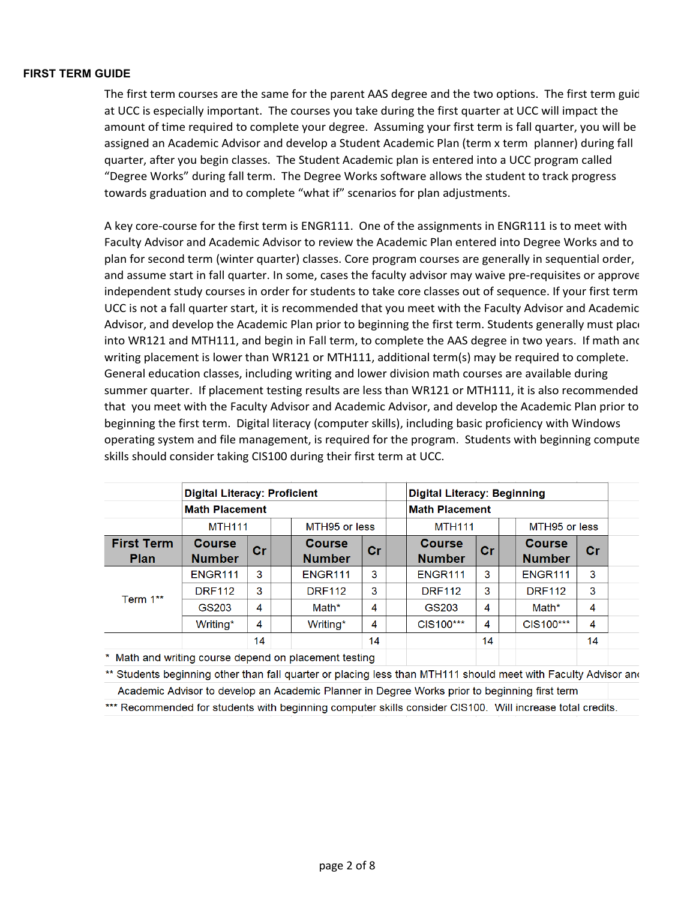## FIRST TERM GUIDE

The first term courses are the same for the parent AAS degree and the two options. The first term guid at UCC is especially important. The courses you take during the first quarter at UCC will impact the amount of time required to complete your degree. Assuming your first term is fall quarter, you will be assigned an Academic Advisor and develop a Student Academic Plan (term x term planner) during fall quarter, after you begin classes. The Student Academic plan is entered into a UCC program called "Degree Works" during fall term. The Degree Works software allows the student to track progress towards graduation and to complete "what if" scenarios for plan adjustments.

A key core-course for the first term is ENGR111. One of the assignments in ENGR111 is to meet with Faculty Advisor and Academic Advisor to review the Academic Plan entered into Degree Works and to plan for second term (winter quarter) classes. Core program courses are generally in sequential order, and assume start in fall quarter. In some, cases the faculty advisor may waive pre-requisites or approve independent study courses in order for students to take core classes out of sequence. If your first term UCC is not a fall quarter start, it is recommended that you meet with the Faculty Advisor and Academic Advisor, and develop the Academic Plan prior to beginning the first term. Students generally must plac into WR121 and MTH111, and begin in Fall term, to complete the AAS degree in two years. If math anc writing placement is lower than WR121 or MTH111, additional term(s) may be required to complete. General education classes, including writing and lower division math courses are available during summer quarter. If placement testing results are less than WR121 or MTH111, it is also recommended that you meet with the Faculty Advisor and Academic Advisor, and develop the Academic Plan prior to beginning the first term. Digital literacy (computer skills), including basic proficiency with Windows operating system and file management, is required for the program. Students with beginning compute skills should consider taking CIS100 during their first term at UCC.

| | **Digital Literacy: Proficient** | | | | **Digital Literacy: Beginning** | | | |
|---|---|---|---|---|---|---|---|---|
| | **Math Placement** | | | | **Math Placement** | | | |
| | MTH111 | | MTH95 or less | | MTH111 | | MTH95 or less | |
| **First Term Plan** | **Course Number** | **Cr** | **Course Number** | **Cr** | **Course Number** | **Cr** | **Course Number** | **Cr** |
| Term 1** | ENGR111 | 3 | ENGR111 | 3 | ENGR111 | 3 | ENGR111 | 3 |
| | DRF112 | 3 | DRF112 | 3 | DRF112 | 3 | DRF112 | 3 |
| | GS203 | 4 | Math* | 4 | GS203 | 4 | Math* | 4 |
| | Writing* | 4 | Writing* | 4 | CIS100*** | 4 | CIS100*** | 4 |
| | | 14 | | 14 | | 14 | | 14 |

\* Math and writing course depend on placement testing

** Students beginning other than fall quarter or placing less than MTH111 should meet with Faculty Advisor an Academic Advisor to develop an Academic Planner in Degree Works prior to beginning first term

*** Recommended for students with beginning computer skills consider CIS100. Will increase total credits.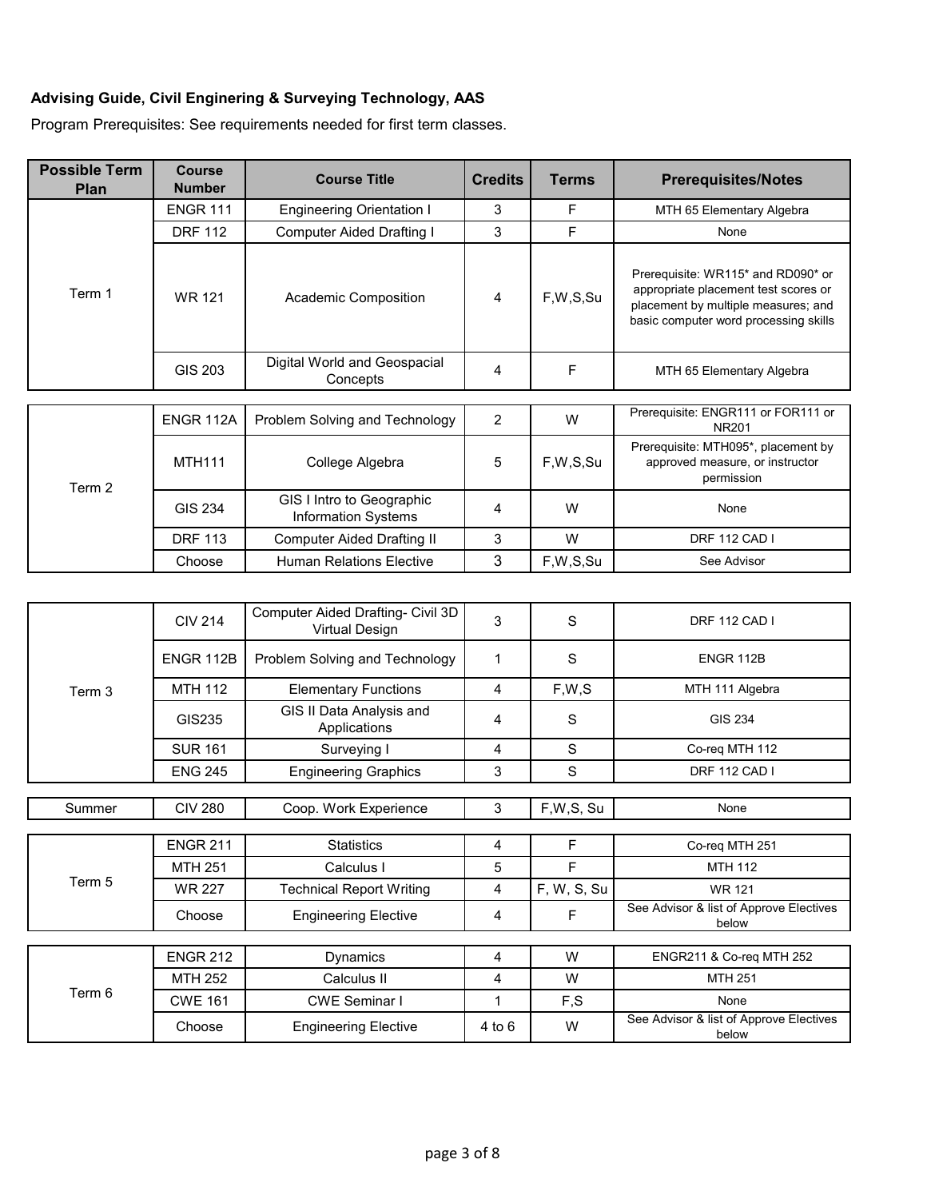**Advising Guide, Civil Enginering & Surveying Technology, AAS**

Program Prerequisites: See requirements needed for first term classes.

| Possible Term Plan | Course Number | Course Title | Credits | Terms | Prerequisites/Notes |
|---|---|---|---|---|---|
| Term 1 | ENGR 111 | Engineering Orientation I | 3 | F | MTH 65 Elementary Algebra |
| | DRF 112 | Computer Aided Drafting I | 3 | F | None |
| | WR 121 | Academic Composition | 4 | F,W,S,Su | Prerequisite: WR115* and RD090* or appropriate placement test scores or placement by multiple measures; and basic computer word processing skills |
| | GIS 203 | Digital World and Geospacial Concepts | 4 | F | MTH 65 Elementary Algebra |
| Term 2 | ENGR 112A | Problem Solving and Technology | 2 | W | Prerequisite: ENGR111 or FOR111 or NR201 |
| | MTH111 | College Algebra | 5 | F,W,S,Su | Prerequisite: MTH095*, placement by approved measure, or instructor permission |
| | GIS 234 | GIS I Intro to Geographic Information Systems | 4 | W | None |
| | DRF 113 | Computer Aided Drafting II | 3 | W | DRF 112 CAD I |
| | Choose | Human Relations Elective | 3 | F,W,S,Su | See Advisor |
| Term 3 | CIV 214 | Computer Aided Drafting- Civil 3D Virtual Design | 3 | S | DRF 112 CAD I |
| | ENGR 112B | Problem Solving and Technology | 1 | S | ENGR 112B |
| | MTH 112 | Elementary Functions | 4 | F,W,S | MTH 111 Algebra |
| | GIS235 | GIS II Data Analysis and Applications | 4 | S | GIS 234 |
| | SUR 161 | Surveying I | 4 | S | Co-req MTH 112 |
| | ENG 245 | Engineering Graphics | 3 | S | DRF 112 CAD I |
| Summer | CIV 280 | Coop. Work Experience | 3 | F,W,S, Su | None |
| Term 5 | ENGR 211 | Statistics | 4 | F | Co-req MTH 251 |
| | MTH 251 | Calculus I | 5 | F | MTH 112 |
| | WR 227 | Technical Report Writing | 4 | F, W, S, Su | WR 121 |
| | Choose | Engineering Elective | 4 | F | See Advisor & list of Approve Electives below |
| Term 6 | ENGR 212 | Dynamics | 4 | W | ENGR211 & Co-req MTH 252 |
| | MTH 252 | Calculus II | 4 | W | MTH 251 |
| | CWE 161 | CWE Seminar I | 1 | F,S | None |
| | Choose | Engineering Elective | 4 to 6 | W | See Advisor & list of Approve Electives below |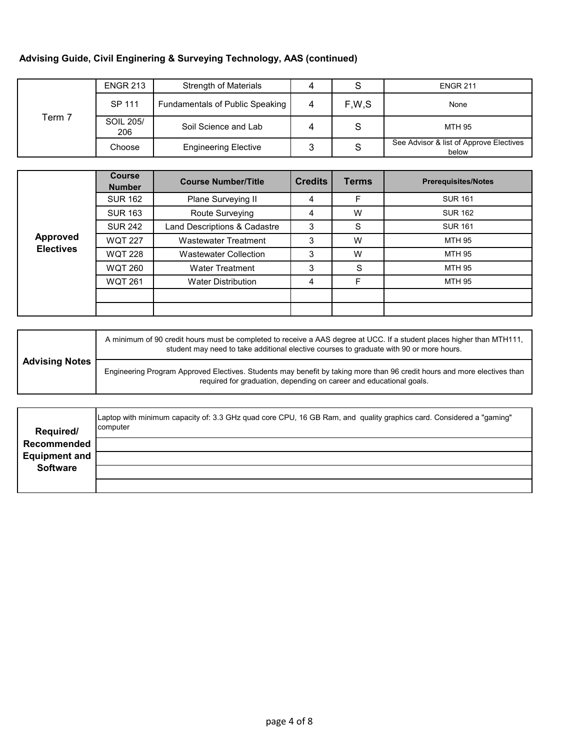**Advising Guide, Civil Enginering & Surveying Technology, AAS (continued)**

| | | | | | |
|---|---|---|---|---|---|
| Term 7 | ENGR 213 | Strength of Materials | 4 | S | ENGR 211 |
| | SP 111 | Fundamentals of Public Speaking | 4 | F,W,S | None |
| | SOIL 205/ 206 | Soil Science and Lab | 4 | S | MTH 95 |
| | Choose | Engineering Elective | 3 | S | See Advisor & list of Approve Electives below |

| | Course Number | Course Number/Title | Credits | Terms | Prerequisites/Notes |
|---|---|---|---|---|---|
| **Approved Electives** | SUR 162 | Plane Surveying II | 4 | F | SUR 161 |
| | SUR 163 | Route Surveying | 4 | W | SUR 162 |
| | SUR 242 | Land Descriptions & Cadastre | 3 | S | SUR 161 |
| | WQT 227 | Wastewater Treatment | 3 | W | MTH 95 |
| | WQT 228 | Wastewater Collection | 3 | W | MTH 95 |
| | WQT 260 | Water Treatment | 3 | S | MTH 95 |
| | WQT 261 | Water Distribution | 4 | F | MTH 95 |
| | | | | | |
| | | | | | |

| | |
|---|---|
| **Advising Notes** | A minimum of 90 credit hours must be completed to receive a AAS degree at UCC. If a student places higher than MTH111, student may need to take additional elective courses to graduate with 90 or more hours. |
| | Engineering Program Approved Electives. Students may benefit by taking more than 96 credit hours and more electives than required for graduation, depending on career and educational goals. |

| | |
|---|---|
| **Required/ Recommended Equipment and Software** | Laptop with minimum capacity of: 3.3 GHz quad core CPU, 16 GB Ram, and quality graphics card. Considered a "gaming" computer |
| | |
| | |
| | |
| | |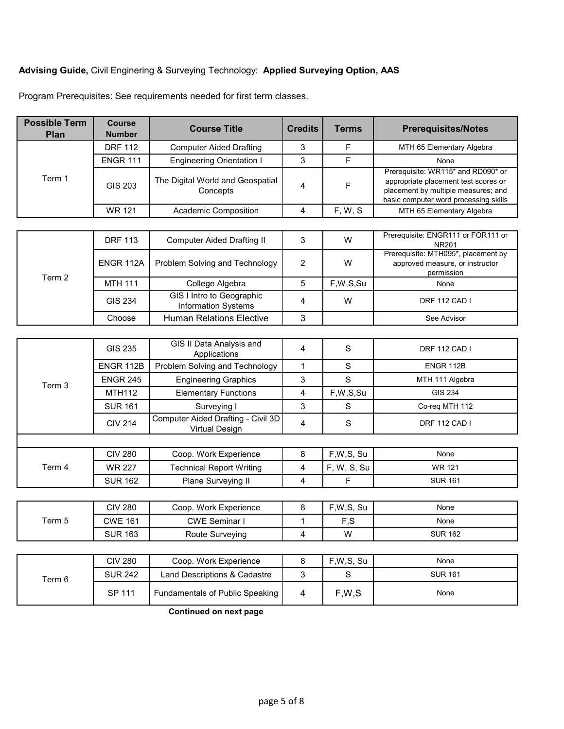**Advising Guide,** Civil Enginering & Surveying Technology: **Applied Surveying Option, AAS**

Program Prerequisites: See requirements needed for first term classes.

| Possible Term Plan | Course Number | Course Title | Credits | Terms | Prerequisites/Notes |
|---|---|---|---|---|---|
| Term 1 | DRF 112 | Computer Aided Drafting | 3 | F | MTH 65 Elementary Algebra |
| | ENGR 111 | Engineering Orientation I | 3 | F | None |
| | GIS 203 | The Digital World and Geospatial Concepts | 4 | F | Prerequisite: WR115* and RD090* or appropriate placement test scores or placement by multiple measures; and basic computer word processing skills |
| | WR 121 | Academic Composition | 4 | F, W, S | MTH 65 Elementary Algebra |
| Term 2 | DRF 113 | Computer Aided Drafting II | 3 | W | Prerequisite: ENGR111 or FOR111 or NR201 |
| | ENGR 112A | Problem Solving and Technology | 2 | W | Prerequisite: MTH095*, placement by approved measure, or instructor permission |
| | MTH 111 | College Algebra | 5 | F,W,S,Su | None |
| | GIS 234 | GIS I Intro to Geographic Information Systems | 4 | W | DRF 112 CAD I |
| | Choose | Human Relations Elective | 3 | | See Advisor |
| Term 3 | GIS 235 | GIS II Data Analysis and Applications | 4 | S | DRF 112 CAD I |
| | ENGR 112B | Problem Solving and Technology | 1 | S | ENGR 112B |
| | ENGR 245 | Engineering Graphics | 3 | S | MTH 111 Algebra |
| | MTH112 | Elementary Functions | 4 | F,W,S,Su | GIS 234 |
| | SUR 161 | Surveying I | 3 | S | Co-req MTH 112 |
| | CIV 214 | Computer Aided Drafting - Civil 3D Virtual Design | 4 | S | DRF 112 CAD I |
| Term 4 | CIV 280 | Coop. Work Experience | 8 | F,W,S, Su | None |
| | WR 227 | Technical Report Writing | 4 | F, W, S, Su | WR 121 |
| | SUR 162 | Plane Surveying II | 4 | F | SUR 161 |
| Term 5 | CIV 280 | Coop. Work Experience | 8 | F,W,S, Su | None |
| | CWE 161 | CWE Seminar I | 1 | F,S | None |
| | SUR 163 | Route Surveying | 4 | W | SUR 162 |
| Term 6 | CIV 280 | Coop. Work Experience | 8 | F,W,S, Su | None |
| | SUR 242 | Land Descriptions & Cadastre | 3 | S | SUR 161 |
| | SP 111 | Fundamentals of Public Speaking | 4 | F,W,S | None |

**Continued on next page**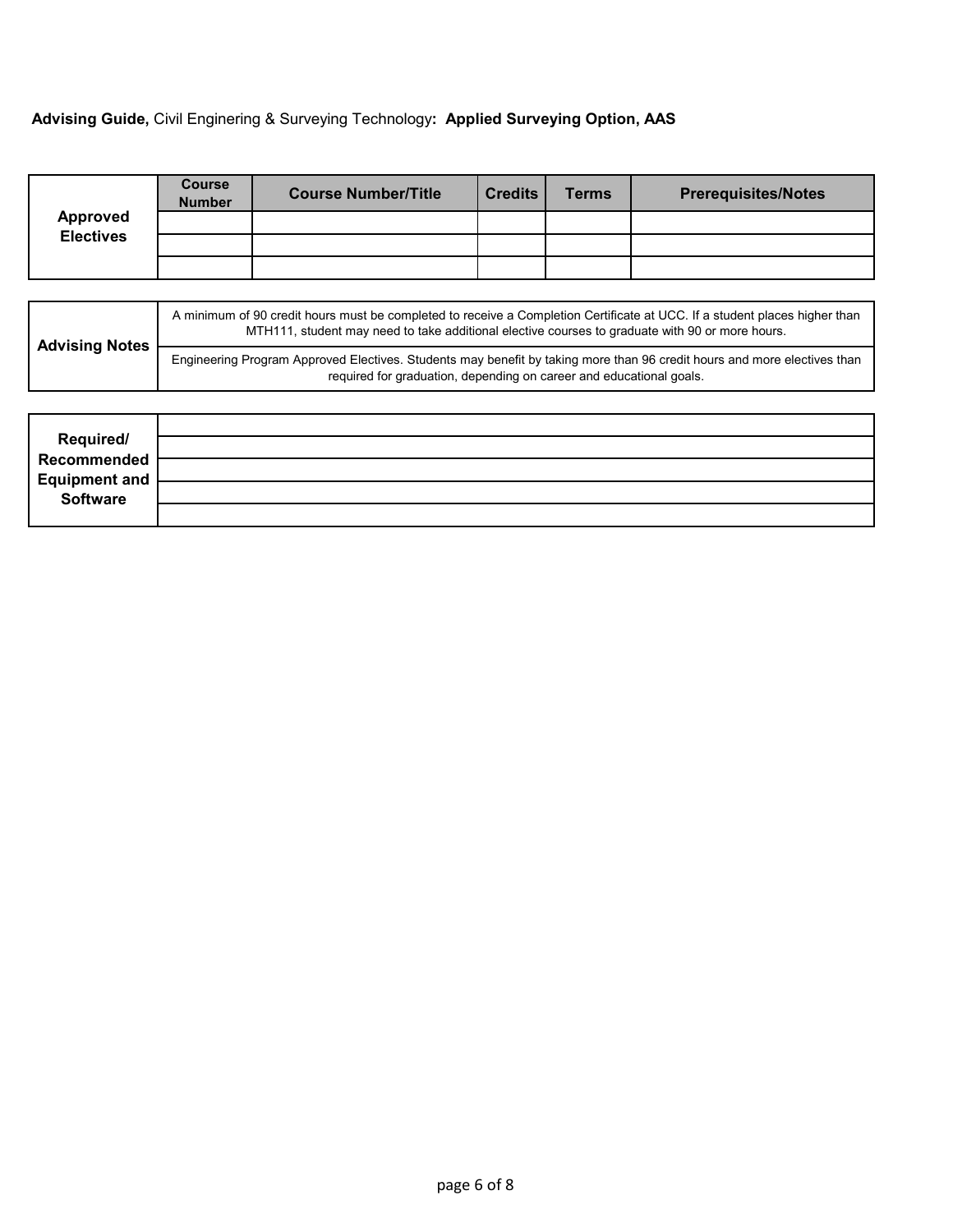**Advising Guide,** Civil Enginering & Surveying Technology**: Applied Surveying Option, AAS**

| | Course Number | Course Number/Title | Credits | Terms | Prerequisites/Notes |
|---|---|---|---|---|---|
| **Approved Electives** | | | | | |
| | | | | | |
| | | | | | |

| | |
|---|---|
| **Advising Notes** | A minimum of 90 credit hours must be completed to receive a Completion Certificate at UCC. If a student places higher than MTH111, student may need to take additional elective courses to graduate with 90 or more hours. |
| | Engineering Program Approved Electives. Students may benefit by taking more than 96 credit hours and more electives than required for graduation, depending on career and educational goals. |

| | |
|---|---|
| **Required/ Recommended Equipment and Software** | |
| | |
| | |
| | |
| | |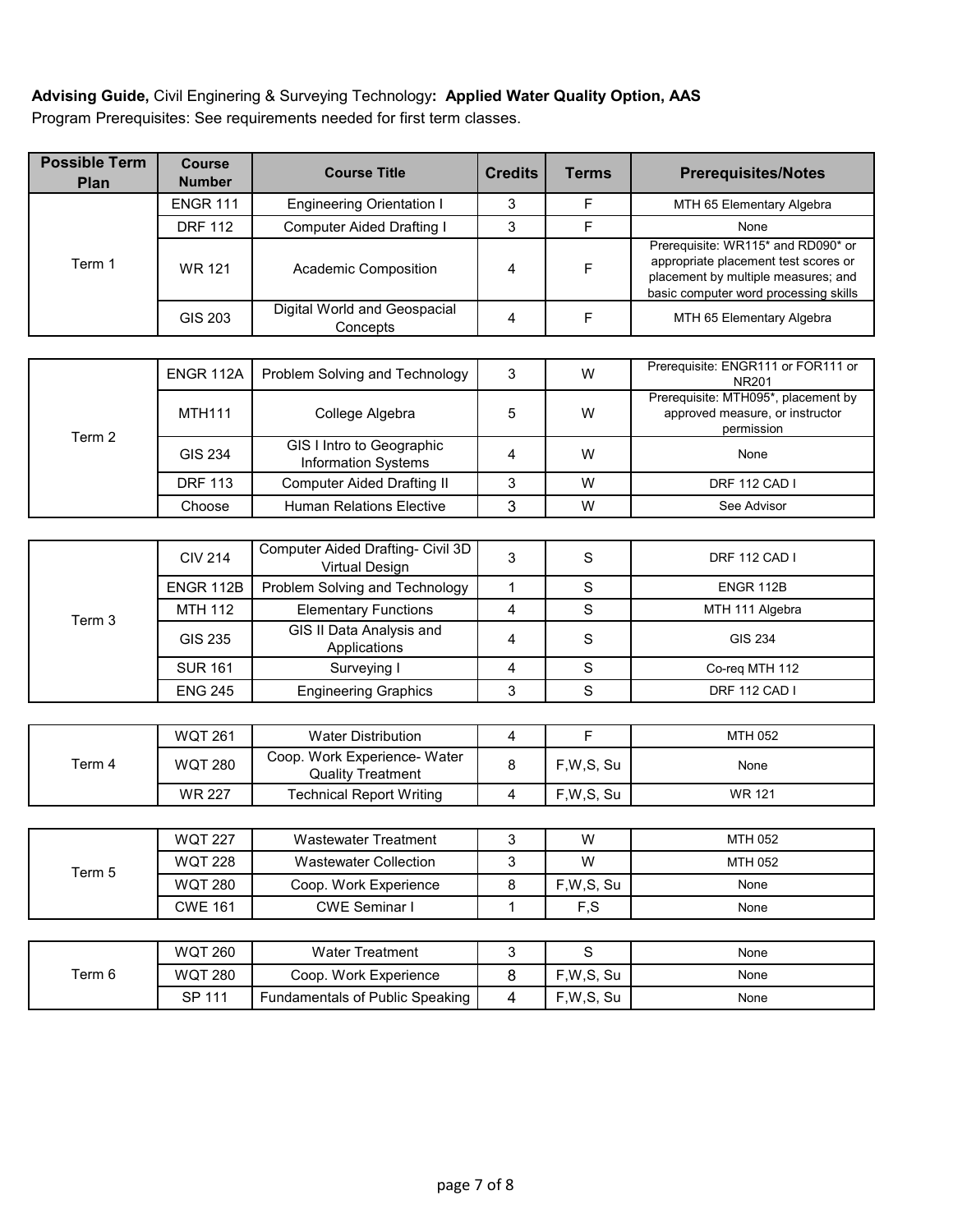**Advising Guide,** Civil Engineering & Surveying Technology**: Applied Water Quality Option, AAS**
Program Prerequisites: See requirements needed for first term classes.

| Possible Term Plan | Course Number | Course Title | Credits | Terms | Prerequisites/Notes |
|---|---|---|---|---|---|
| Term 1 | ENGR 111 | Engineering Orientation I | 3 | F | MTH 65 Elementary Algebra |
| | DRF 112 | Computer Aided Drafting I | 3 | F | None |
| | WR 121 | Academic Composition | 4 | F | Prerequisite: WR115* and RD090* or appropriate placement test scores or placement by multiple measures; and basic computer word processing skills |
| | GIS 203 | Digital World and Geospacial Concepts | 4 | F | MTH 65 Elementary Algebra |
| Term 2 | ENGR 112A | Problem Solving and Technology | 3 | W | Prerequisite: ENGR111 or FOR111 or NR201 |
| | MTH111 | College Algebra | 5 | W | Prerequisite: MTH095*, placement by approved measure, or instructor permission |
| | GIS 234 | GIS I Intro to Geographic Information Systems | 4 | W | None |
| | DRF 113 | Computer Aided Drafting II | 3 | W | DRF 112 CAD I |
| | Choose | Human Relations Elective | 3 | W | See Advisor |
| Term 3 | CIV 214 | Computer Aided Drafting- Civil 3D Virtual Design | 3 | S | DRF 112 CAD I |
| | ENGR 112B | Problem Solving and Technology | 1 | S | ENGR 112B |
| | MTH 112 | Elementary Functions | 4 | S | MTH 111 Algebra |
| | GIS 235 | GIS II Data Analysis and Applications | 4 | S | GIS 234 |
| | SUR 161 | Surveying I | 4 | S | Co-req MTH 112 |
| | ENG 245 | Engineering Graphics | 3 | S | DRF 112 CAD I |
| Term 4 | WQT 261 | Water Distribution | 4 | F | MTH 052 |
| | WQT 280 | Coop. Work Experience- Water Quality Treatment | 8 | F,W,S, Su | None |
| | WR 227 | Technical Report Writing | 4 | F,W,S, Su | WR 121 |
| Term 5 | WQT 227 | Wastewater Treatment | 3 | W | MTH 052 |
| | WQT 228 | Wastewater Collection | 3 | W | MTH 052 |
| | WQT 280 | Coop. Work Experience | 8 | F,W,S, Su | None |
| | CWE 161 | CWE Seminar I | 1 | F,S | None |
| Term 6 | WQT 260 | Water Treatment | 3 | S | None |
| | WQT 280 | Coop. Work Experience | 8 | F,W,S, Su | None |
| | SP 111 | Fundamentals of Public Speaking | 4 | F,W,S, Su | None |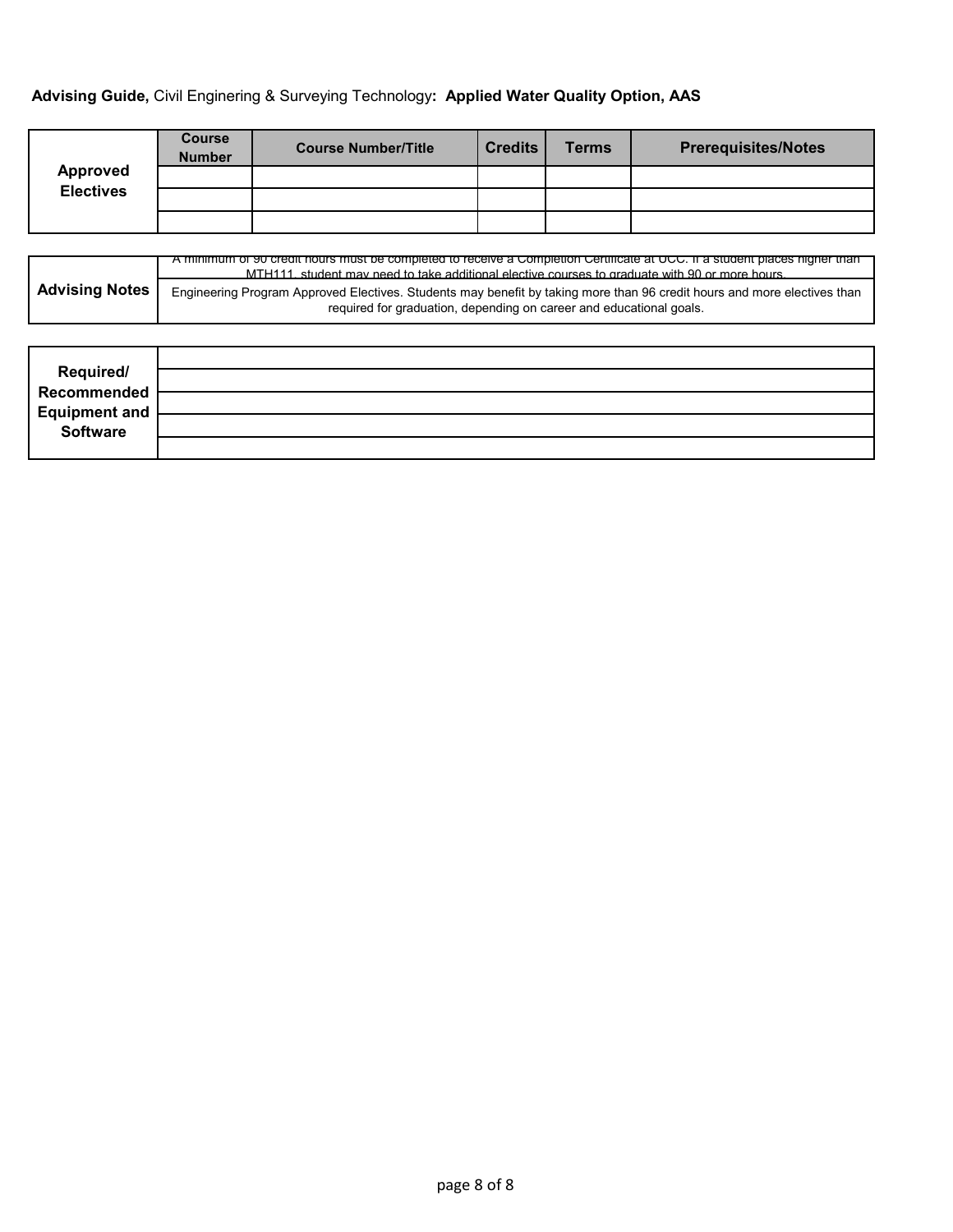**Advising Guide,** Civil Enginering & Surveying Technology**: Applied Water Quality Option, AAS**

| | Course Number | Course Number/Title | Credits | Terms | Prerequisites/Notes |
|---|---|---|---|---|---|
| **Approved Electives** | | | | | |
| | | | | | |
| | | | | | |

| | |
|---|---|
| **Advising Notes** | A minimum of 90 credit hours must be completed to receive a Completion Certificate at UCC. If a student places higher than MTH111, student may need to take additional elective courses to graduate with 90 or more hours. |
| | Engineering Program Approved Electives. Students may benefit by taking more than 96 credit hours and more electives than required for graduation, depending on career and educational goals. |

| | |
|---|---|
| **Required/ Recommended Equipment and Software** | |
| | |
| | |
| | |
| | |